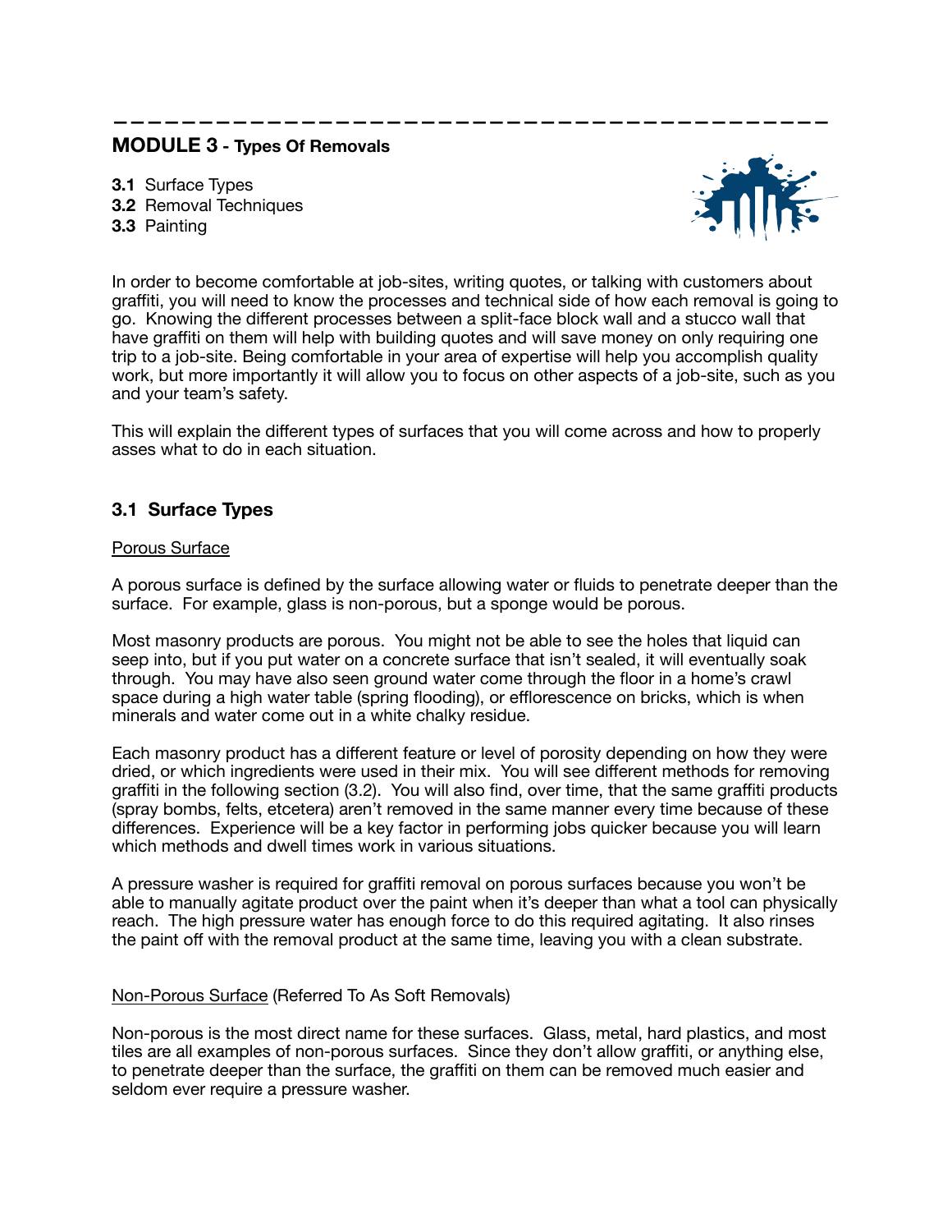## MODULE 3 - Types Of Removals

**3.1** Surface Types
**3.2** Removal Techniques
**3.3** Painting

In order to become comfortable at job-sites, writing quotes, or talking with customers about graffiti, you will need to know the processes and technical side of how each removal is going to go. Knowing the different processes between a split-face block wall and a stucco wall that have graffiti on them will help with building quotes and will save money on only requiring one trip to a job-site. Being comfortable in your area of expertise will help you accomplish quality work, but more importantly it will allow you to focus on other aspects of a job-site, such as you and your team's safety.

This will explain the different types of surfaces that you will come across and how to properly asses what to do in each situation.

### 3.1 Surface Types

Porous Surface

A porous surface is defined by the surface allowing water or fluids to penetrate deeper than the surface. For example, glass is non-porous, but a sponge would be porous.

Most masonry products are porous. You might not be able to see the holes that liquid can seep into, but if you put water on a concrete surface that isn't sealed, it will eventually soak through. You may have also seen ground water come through the floor in a home's crawl space during a high water table (spring flooding), or efflorescence on bricks, which is when minerals and water come out in a white chalky residue.

Each masonry product has a different feature or level of porosity depending on how they were dried, or which ingredients were used in their mix. You will see different methods for removing graffiti in the following section (3.2). You will also find, over time, that the same graffiti products (spray bombs, felts, etcetera) aren't removed in the same manner every time because of these differences. Experience will be a key factor in performing jobs quicker because you will learn which methods and dwell times work in various situations.

A pressure washer is required for graffiti removal on porous surfaces because you won't be able to manually agitate product over the paint when it's deeper than what a tool can physically reach. The high pressure water has enough force to do this required agitating. It also rinses the paint off with the removal product at the same time, leaving you with a clean substrate.

Non-Porous Surface (Referred To As Soft Removals)

Non-porous is the most direct name for these surfaces. Glass, metal, hard plastics, and most tiles are all examples of non-porous surfaces. Since they don't allow graffiti, or anything else, to penetrate deeper than the surface, the graffiti on them can be removed much easier and seldom ever require a pressure washer.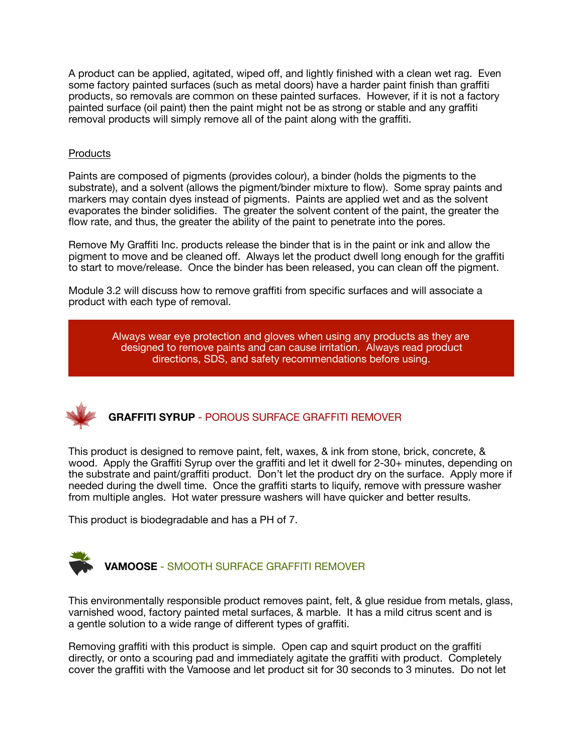A product can be applied, agitated, wiped off, and lightly finished with a clean wet rag. Even some factory painted surfaces (such as metal doors) have a harder paint finish than graffiti products, so removals are common on these painted surfaces. However, if it is not a factory painted surface (oil paint) then the paint might not be as strong or stable and any graffiti removal products will simply remove all of the paint along with the graffiti.

## Products

Paints are composed of pigments (provides colour), a binder (holds the pigments to the substrate), and a solvent (allows the pigment/binder mixture to flow). Some spray paints and markers may contain dyes instead of pigments. Paints are applied wet and as the solvent evaporates the binder solidifies. The greater the solvent content of the paint, the greater the flow rate, and thus, the greater the ability of the paint to penetrate into the pores.

Remove My Graffiti Inc. products release the binder that is in the paint or ink and allow the pigment to move and be cleaned off. Always let the product dwell long enough for the graffiti to start to move/release. Once the binder has been released, you can clean off the pigment.

Module 3.2 will discuss how to remove graffiti from specific surfaces and will associate a product with each type of removal.

> Always wear eye protection and gloves when using any products as they are designed to remove paints and can cause irritation. Always read product directions, SDS, and safety recommendations before using.

### **GRAFFITI SYRUP** - POROUS SURFACE GRAFFITI REMOVER

This product is designed to remove paint, felt, waxes, & ink from stone, brick, concrete, & wood. Apply the Graffiti Syrup over the graffiti and let it dwell for 2-30+ minutes, depending on the substrate and paint/graffiti product. Don't let the product dry on the surface. Apply more if needed during the dwell time. Once the graffiti starts to liquify, remove with pressure washer from multiple angles. Hot water pressure washers will have quicker and better results.

This product is biodegradable and has a PH of 7.

### **VAMOOSE** - SMOOTH SURFACE GRAFFITI REMOVER

This environmentally responsible product removes paint, felt, & glue residue from metals, glass, varnished wood, factory painted metal surfaces, & marble. It has a mild citrus scent and is a gentle solution to a wide range of different types of graffiti.

Removing graffiti with this product is simple. Open cap and squirt product on the graffiti directly, or onto a scouring pad and immediately agitate the graffiti with product. Completely cover the graffiti with the Vamoose and let product sit for 30 seconds to 3 minutes. Do not let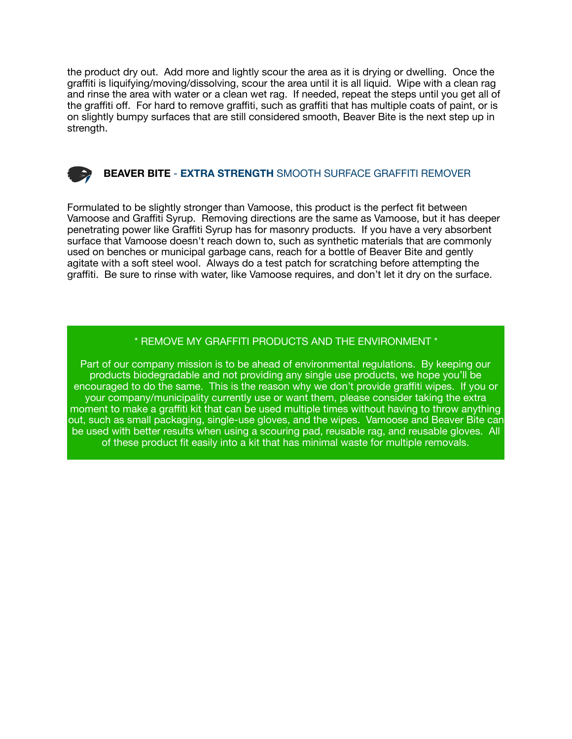the product dry out. Add more and lightly scour the area as it is drying or dwelling. Once the graffiti is liquifying/moving/dissolving, scour the area until it is all liquid. Wipe with a clean rag and rinse the area with water or a clean wet rag. If needed, repeat the steps until you get all of the graffiti off. For hard to remove graffiti, such as graffiti that has multiple coats of paint, or is on slightly bumpy surfaces that are still considered smooth, Beaver Bite is the next step up in strength.

## **BEAVER BITE** - **EXTRA STRENGTH** SMOOTH SURFACE GRAFFITI REMOVER

Formulated to be slightly stronger than Vamoose, this product is the perfect fit between Vamoose and Graffiti Syrup. Removing directions are the same as Vamoose, but it has deeper penetrating power like Graffiti Syrup has for masonry products. If you have a very absorbent surface that Vamoose doesn't reach down to, such as synthetic materials that are commonly used on benches or municipal garbage cans, reach for a bottle of Beaver Bite and gently agitate with a soft steel wool. Always do a test patch for scratching before attempting the graffiti. Be sure to rinse with water, like Vamoose requires, and don't let it dry on the surface.

\* REMOVE MY GRAFFITI PRODUCTS AND THE ENVIRONMENT *

Part of our company mission is to be ahead of environmental regulations. By keeping our products biodegradable and not providing any single use products, we hope you'll be encouraged to do the same. This is the reason why we don't provide graffiti wipes. If you or your company/municipality currently use or want them, please consider taking the extra moment to make a graffiti kit that can be used multiple times without having to throw anything out, such as small packaging, single-use gloves, and the wipes. Vamoose and Beaver Bite can be used with better results when using a scouring pad, reusable rag, and reusable gloves. All of these product fit easily into a kit that has minimal waste for multiple removals.